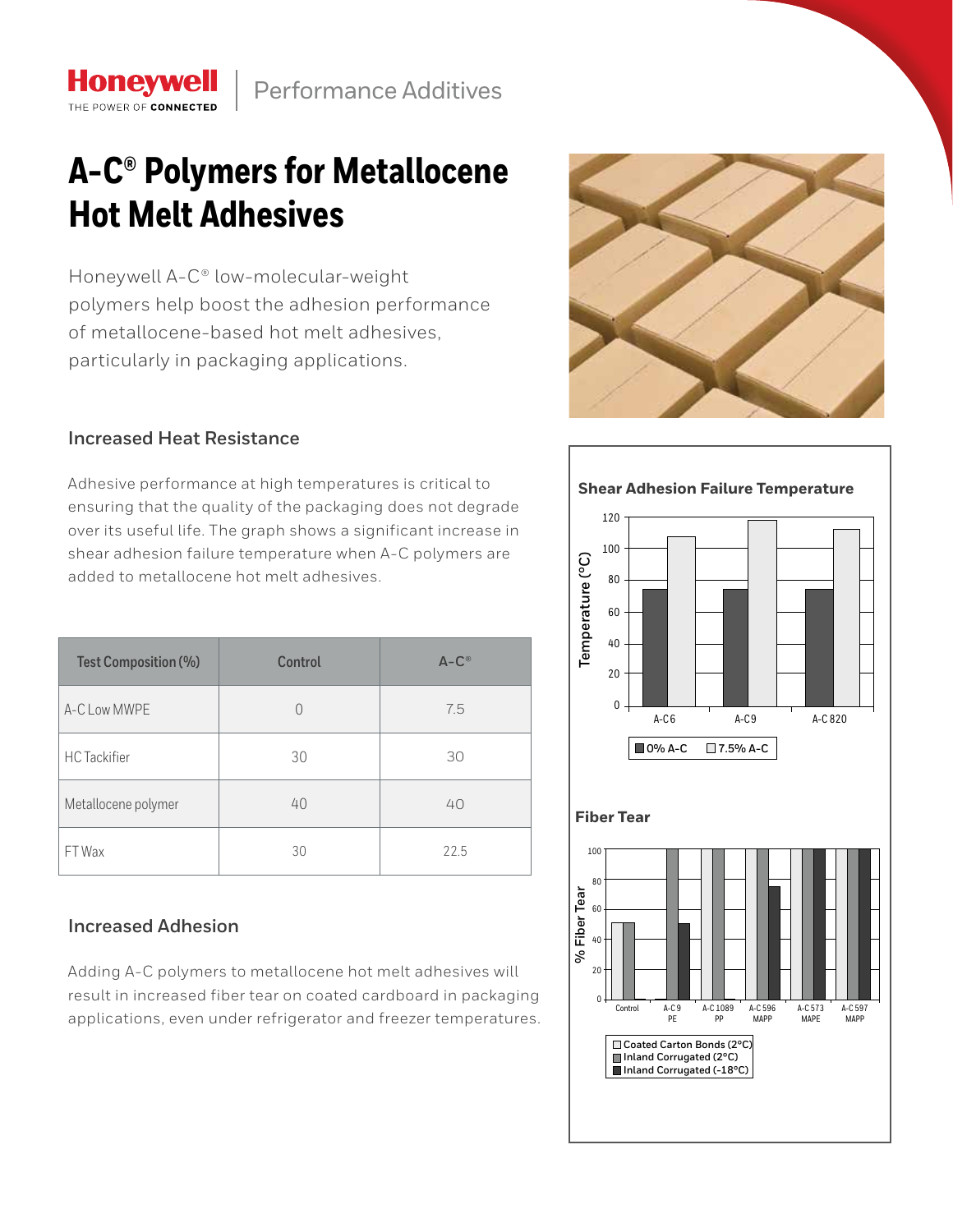Honeywell
THE POWER OF CONNECTED

Performance Additives

# A-C® Polymers for Metallocene Hot Melt Adhesives

Honeywell A-C® low-molecular-weight polymers help boost the adhesion performance of metallocene-based hot melt adhesives, particularly in packaging applications.

## Increased Heat Resistance

Adhesive performance at high temperatures is critical to ensuring that the quality of the packaging does not degrade over its useful life. The graph shows a significant increase in shear adhesion failure temperature when A-C polymers are added to metallocene hot melt adhesives.

| Test Composition (%) | Control | A-C® |
|---|---|---|
| A-C Low MWPE | 0 | 7.5 |
| HC Tackifier | 30 | 30 |
| Metallocene polymer | 40 | 40 |
| FT Wax | 30 | 22.5 |

## Increased Adhesion

Adding A-C polymers to metallocene hot melt adhesives will result in increased fiber tear on coated cardboard in packaging applications, even under refrigerator and freezer temperatures.

### Shear Adhesion Failure Temperature

Temperature (°C)

| | 0% A-C | 7.5% A-C |
|---|---|---|
| A-C 6 | ~75 | ~108 |
| A-C 9 | ~75 | ~118 |
| A-C 820 | ~75 | ~113 |

### Fiber Tear

% Fiber Tear

| | Coated Carton Bonds (2°C) | Inland Corrugated (2°C) | Inland Corrugated (-18°C) |
|---|---|---|---|
| Control | ~50 | ~50 | ~0 |
| A-C 9 PE | ~0 | 100 | ~50 |
| A-C 1089 PP | 100 | 100 | ~0 |
| A-C 596 MAPP | 100 | 100 | ~75 |
| A-C 573 MAPE | 100 | 100 | 100 |
| A-C 597 MAPP | 100 | 100 | 100 |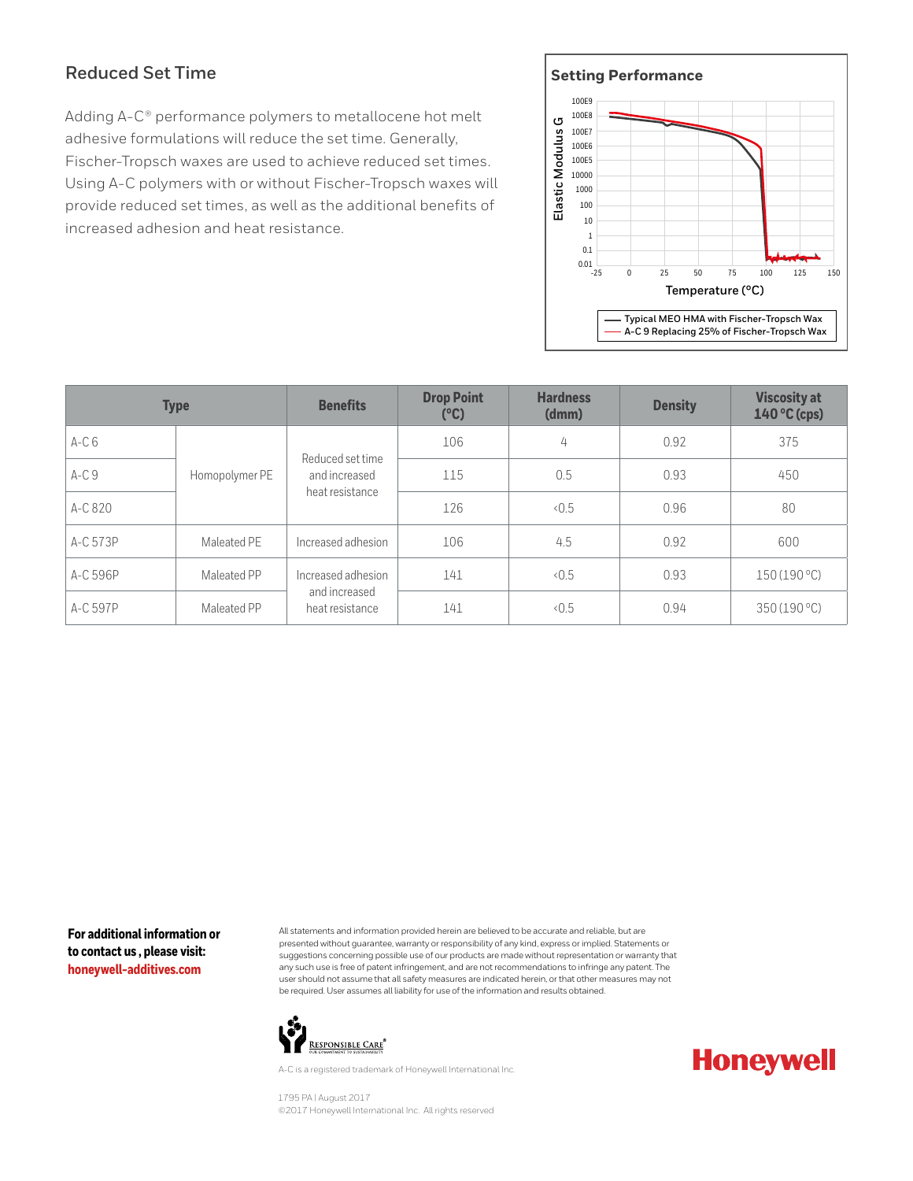## Reduced Set Time

Adding A-C® performance polymers to metallocene hot melt adhesive formulations will reduce the set time. Generally, Fischer-Tropsch waxes are used to achieve reduced set times. Using A-C polymers with or without Fischer-Tropsch waxes will provide reduced set times, as well as the additional benefits of increased adhesion and heat resistance.

**Setting Performance**

Elastic Modulus G

100E9
100E8
100E7
100E6
100E5
10000
1000
100
10
1
0.1
0.01

-25 0 25 50 75 100 125 150

Temperature (°C)

Typical MEO HMA with Fischer-Tropsch Wax
A-C 9 Replacing 25% of Fischer-Tropsch Wax

| Type | | Benefits | Drop Point (°C) | Hardness (dmm) | Density | Viscosity at 140 °C (cps) |
|---|---|---|---|---|---|---|
| A-C 6 | Homopolymer PE | Reduced set time and increased heat resistance | 106 | 4 | 0.92 | 375 |
| A-C 9 | | | 115 | 0.5 | 0.93 | 450 |
| A-C 820 | | | 126 | <0.5 | 0.96 | 80 |
| A-C 573P | Maleated PE | Increased adhesion | 106 | 4.5 | 0.92 | 600 |
| A-C 596P | Maleated PP | Increased adhesion and increased heat resistance | 141 | <0.5 | 0.93 | 150 (190 °C) |
| A-C 597P | Maleated PP | | 141 | <0.5 | 0.94 | 350 (190 °C) |

**For additional information or to contact us , please visit:**
**honeywell-additives.com**

All statements and information provided herein are believed to be accurate and reliable, but are presented without guarantee, warranty or responsibility of any kind, express or implied. Statements or suggestions concerning possible use of our products are made without representation or warranty that any such use is free of patent infringement, and are not recommendations to infringe any patent. The user should not assume that all safety measures are indicated herein, or that other measures may not be required. User assumes all liability for use of the information and results obtained.

Responsible Care® Our Commitment to Sustainability

A-C is a registered trademark of Honeywell International Inc.

Honeywell

1795 PA | August 2017
©2017 Honeywell International Inc. All rights reserved